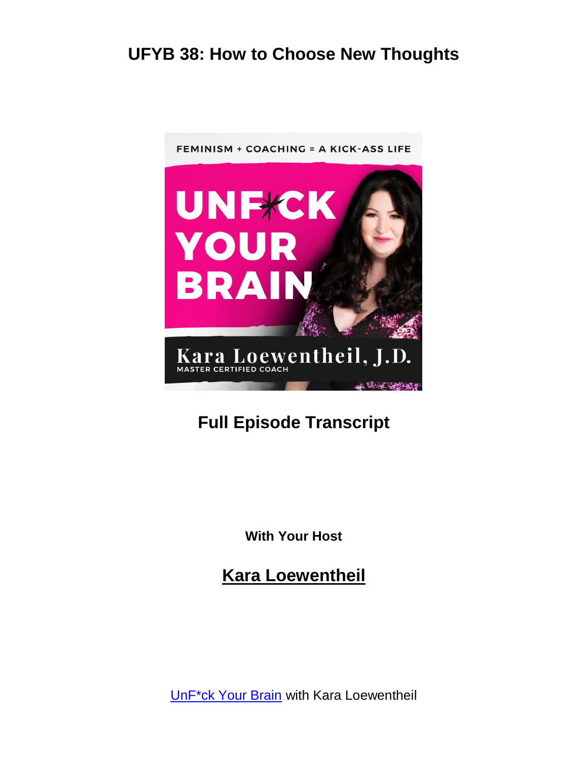# UFYB 38: How to Choose New Thoughts

FEMINISM + COACHING = A KICK-ASS LIFE

UNF*CK YOUR BRAIN

Kara Loewentheil, J.D.
MASTER CERTIFIED COACH

## Full Episode Transcript

**With Your Host**

## Kara Loewentheil

UnF*ck Your Brain with Kara Loewentheil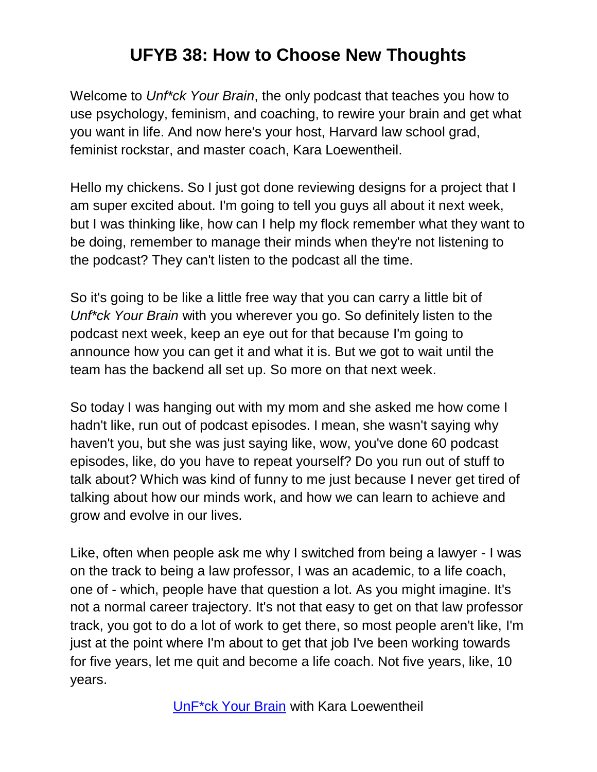# UFYB 38: How to Choose New Thoughts

Welcome to *Unf*ck Your Brain*, the only podcast that teaches you how to use psychology, feminism, and coaching, to rewire your brain and get what you want in life. And now here's your host, Harvard law school grad, feminist rockstar, and master coach, Kara Loewentheil.

Hello my chickens. So I just got done reviewing designs for a project that I am super excited about. I'm going to tell you guys all about it next week, but I was thinking like, how can I help my flock remember what they want to be doing, remember to manage their minds when they're not listening to the podcast? They can't listen to the podcast all the time.

So it's going to be like a little free way that you can carry a little bit of *Unf*ck Your Brain* with you wherever you go. So definitely listen to the podcast next week, keep an eye out for that because I'm going to announce how you can get it and what it is. But we got to wait until the team has the backend all set up. So more on that next week.

So today I was hanging out with my mom and she asked me how come I hadn't like, run out of podcast episodes. I mean, she wasn't saying why haven't you, but she was just saying like, wow, you've done 60 podcast episodes, like, do you have to repeat yourself? Do you run out of stuff to talk about? Which was kind of funny to me just because I never get tired of talking about how our minds work, and how we can learn to achieve and grow and evolve in our lives.

Like, often when people ask me why I switched from being a lawyer - I was on the track to being a law professor, I was an academic, to a life coach, one of - which, people have that question a lot. As you might imagine. It's not a normal career trajectory. It's not that easy to get on that law professor track, you got to do a lot of work to get there, so most people aren't like, I'm just at the point where I'm about to get that job I've been working towards for five years, let me quit and become a life coach. Not five years, like, 10 years.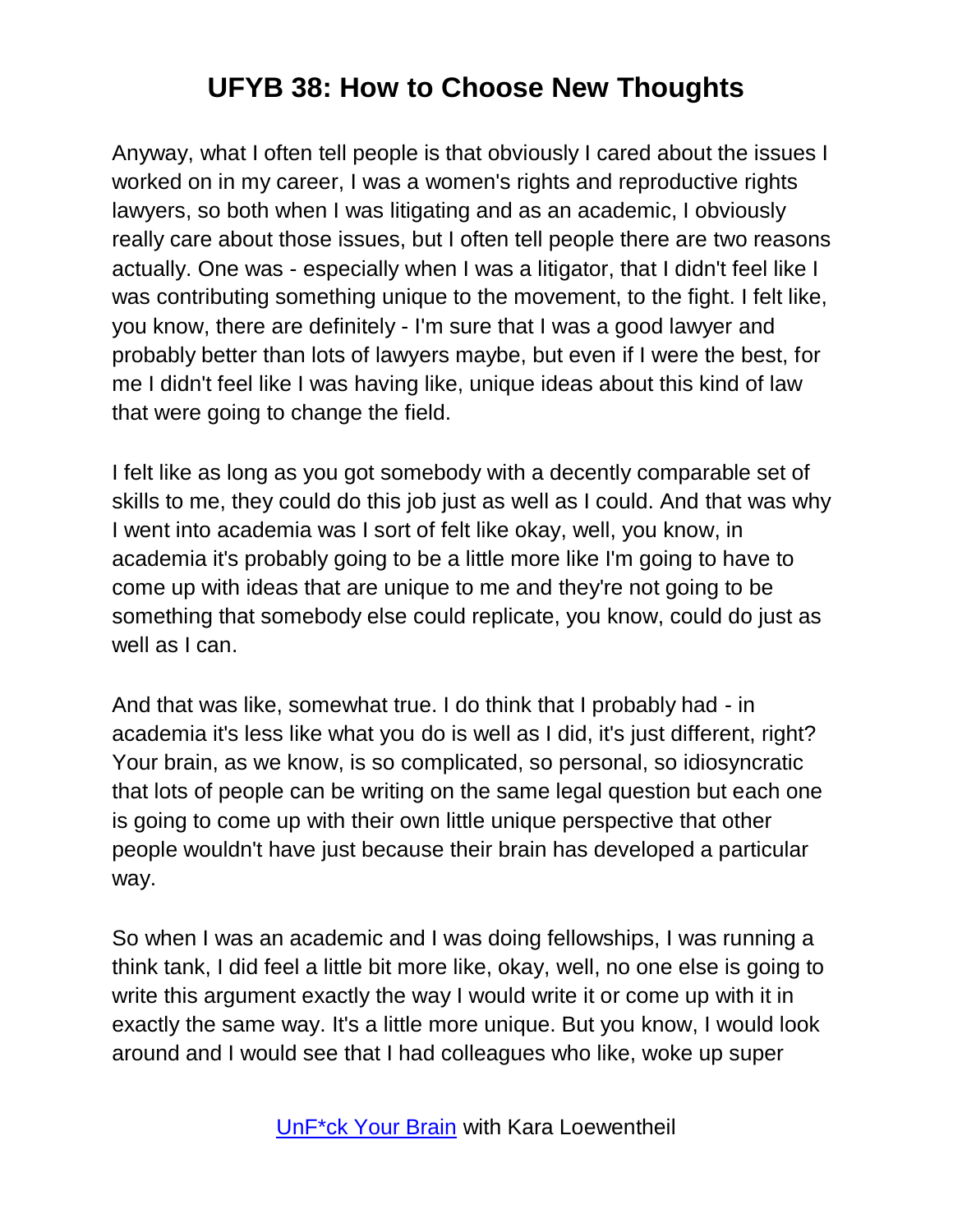Anyway, what I often tell people is that obviously I cared about the issues I worked on in my career, I was a women's rights and reproductive rights lawyers, so both when I was litigating and as an academic, I obviously really care about those issues, but I often tell people there are two reasons actually. One was - especially when I was a litigator, that I didn't feel like I was contributing something unique to the movement, to the fight. I felt like, you know, there are definitely - I'm sure that I was a good lawyer and probably better than lots of lawyers maybe, but even if I were the best, for me I didn't feel like I was having like, unique ideas about this kind of law that were going to change the field.

I felt like as long as you got somebody with a decently comparable set of skills to me, they could do this job just as well as I could. And that was why I went into academia was I sort of felt like okay, well, you know, in academia it's probably going to be a little more like I'm going to have to come up with ideas that are unique to me and they're not going to be something that somebody else could replicate, you know, could do just as well as I can.

And that was like, somewhat true. I do think that I probably had - in academia it's less like what you do is well as I did, it's just different, right? Your brain, as we know, is so complicated, so personal, so idiosyncratic that lots of people can be writing on the same legal question but each one is going to come up with their own little unique perspective that other people wouldn't have just because their brain has developed a particular way.

So when I was an academic and I was doing fellowships, I was running a think tank, I did feel a little bit more like, okay, well, no one else is going to write this argument exactly the way I would write it or come up with it in exactly the same way. It's a little more unique. But you know, I would look around and I would see that I had colleagues who like, woke up super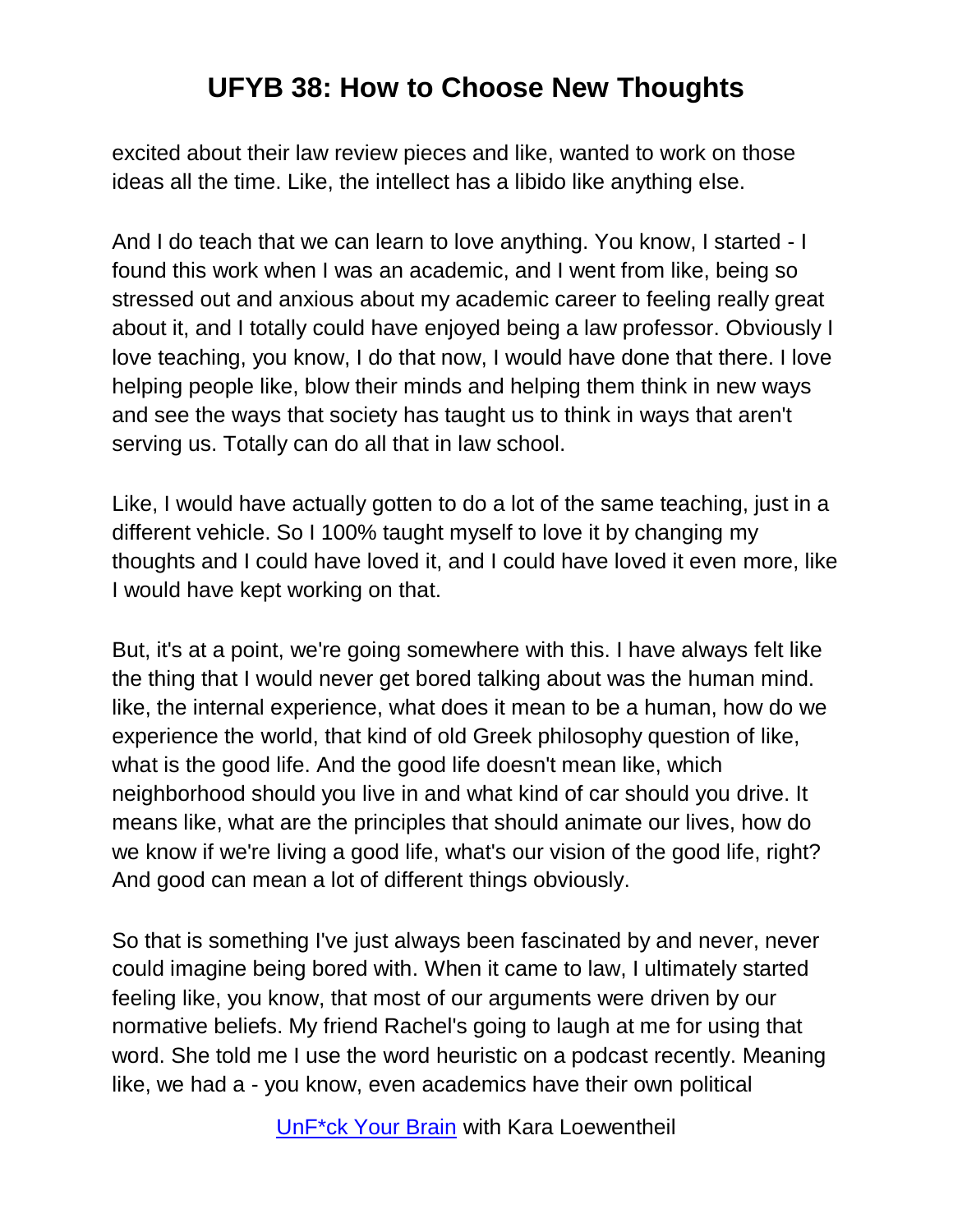excited about their law review pieces and like, wanted to work on those ideas all the time. Like, the intellect has a libido like anything else.

And I do teach that we can learn to love anything. You know, I started - I found this work when I was an academic, and I went from like, being so stressed out and anxious about my academic career to feeling really great about it, and I totally could have enjoyed being a law professor. Obviously I love teaching, you know, I do that now, I would have done that there. I love helping people like, blow their minds and helping them think in new ways and see the ways that society has taught us to think in ways that aren't serving us. Totally can do all that in law school.

Like, I would have actually gotten to do a lot of the same teaching, just in a different vehicle. So I 100% taught myself to love it by changing my thoughts and I could have loved it, and I could have loved it even more, like I would have kept working on that.

But, it's at a point, we're going somewhere with this. I have always felt like the thing that I would never get bored talking about was the human mind. like, the internal experience, what does it mean to be a human, how do we experience the world, that kind of old Greek philosophy question of like, what is the good life. And the good life doesn't mean like, which neighborhood should you live in and what kind of car should you drive. It means like, what are the principles that should animate our lives, how do we know if we're living a good life, what's our vision of the good life, right? And good can mean a lot of different things obviously.

So that is something I've just always been fascinated by and never, never could imagine being bored with. When it came to law, I ultimately started feeling like, you know, that most of our arguments were driven by our normative beliefs. My friend Rachel's going to laugh at me for using that word. She told me I use the word heuristic on a podcast recently. Meaning like, we had a - you know, even academics have their own political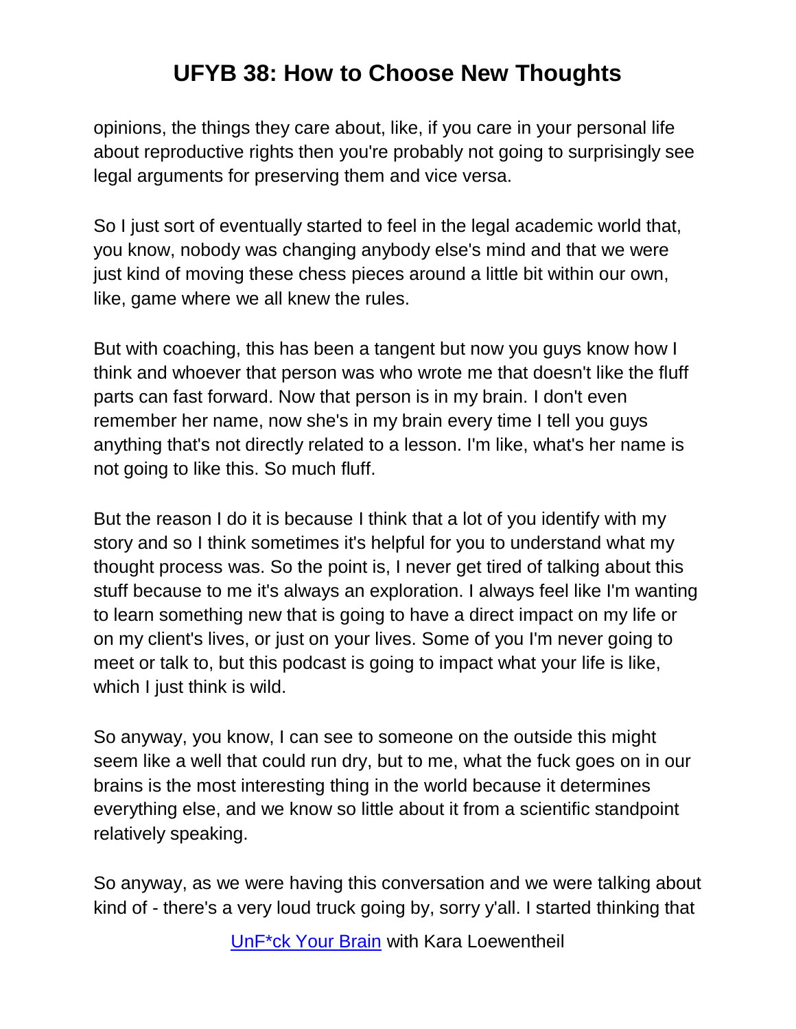opinions, the things they care about, like, if you care in your personal life about reproductive rights then you're probably not going to surprisingly see legal arguments for preserving them and vice versa.

So I just sort of eventually started to feel in the legal academic world that, you know, nobody was changing anybody else's mind and that we were just kind of moving these chess pieces around a little bit within our own, like, game where we all knew the rules.

But with coaching, this has been a tangent but now you guys know how I think and whoever that person was who wrote me that doesn't like the fluff parts can fast forward. Now that person is in my brain. I don't even remember her name, now she's in my brain every time I tell you guys anything that's not directly related to a lesson. I'm like, what's her name is not going to like this. So much fluff.

But the reason I do it is because I think that a lot of you identify with my story and so I think sometimes it's helpful for you to understand what my thought process was. So the point is, I never get tired of talking about this stuff because to me it's always an exploration. I always feel like I'm wanting to learn something new that is going to have a direct impact on my life or on my client's lives, or just on your lives. Some of you I'm never going to meet or talk to, but this podcast is going to impact what your life is like, which I just think is wild.

So anyway, you know, I can see to someone on the outside this might seem like a well that could run dry, but to me, what the fuck goes on in our brains is the most interesting thing in the world because it determines everything else, and we know so little about it from a scientific standpoint relatively speaking.

So anyway, as we were having this conversation and we were talking about kind of - there's a very loud truck going by, sorry y'all. I started thinking that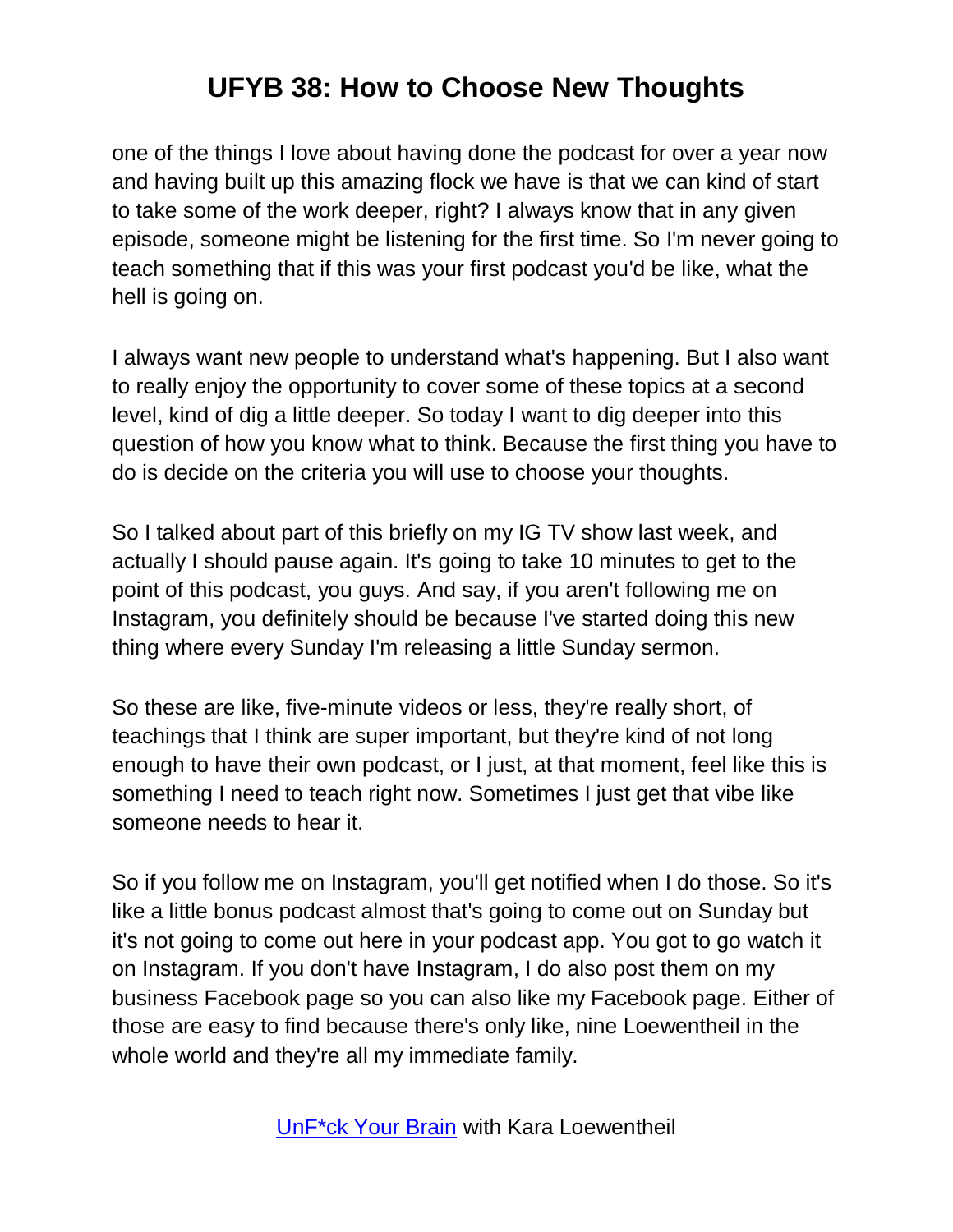one of the things I love about having done the podcast for over a year now and having built up this amazing flock we have is that we can kind of start to take some of the work deeper, right? I always know that in any given episode, someone might be listening for the first time. So I'm never going to teach something that if this was your first podcast you'd be like, what the hell is going on.

I always want new people to understand what's happening. But I also want to really enjoy the opportunity to cover some of these topics at a second level, kind of dig a little deeper. So today I want to dig deeper into this question of how you know what to think. Because the first thing you have to do is decide on the criteria you will use to choose your thoughts.

So I talked about part of this briefly on my IG TV show last week, and actually I should pause again. It's going to take 10 minutes to get to the point of this podcast, you guys. And say, if you aren't following me on Instagram, you definitely should be because I've started doing this new thing where every Sunday I'm releasing a little Sunday sermon.

So these are like, five-minute videos or less, they're really short, of teachings that I think are super important, but they're kind of not long enough to have their own podcast, or I just, at that moment, feel like this is something I need to teach right now. Sometimes I just get that vibe like someone needs to hear it.

So if you follow me on Instagram, you'll get notified when I do those. So it's like a little bonus podcast almost that's going to come out on Sunday but it's not going to come out here in your podcast app. You got to go watch it on Instagram. If you don't have Instagram, I do also post them on my business Facebook page so you can also like my Facebook page. Either of those are easy to find because there's only like, nine Loewentheil in the whole world and they're all my immediate family.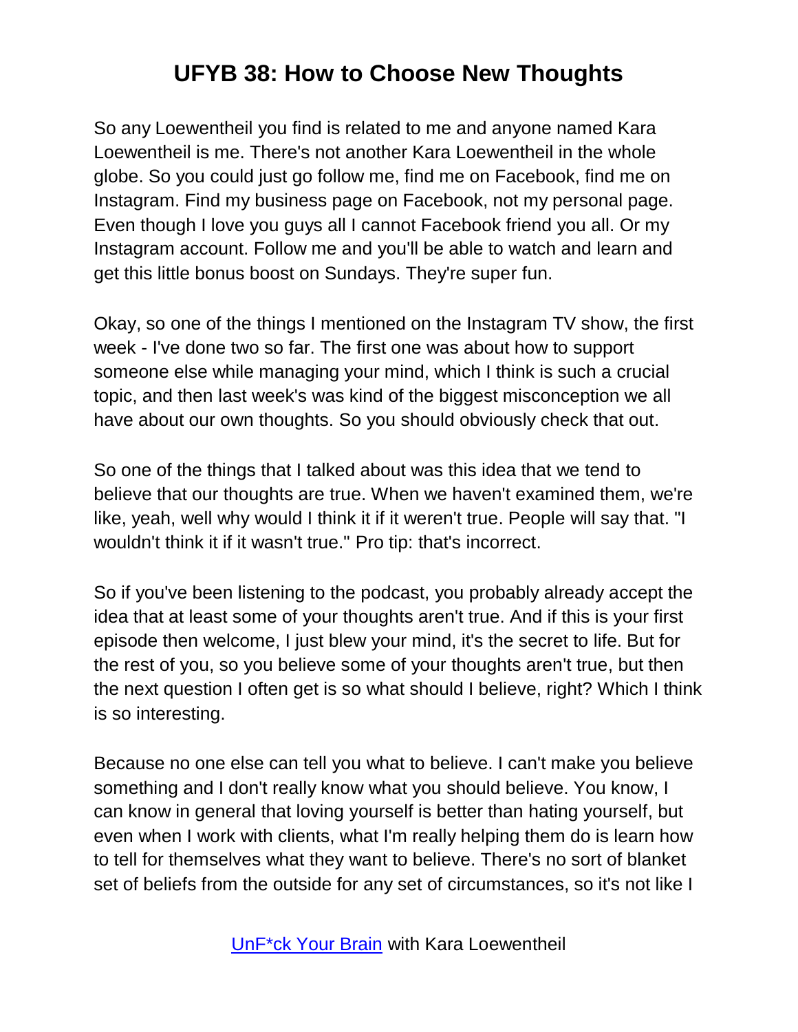So any Loewentheil you find is related to me and anyone named Kara Loewentheil is me. There's not another Kara Loewentheil in the whole globe. So you could just go follow me, find me on Facebook, find me on Instagram. Find my business page on Facebook, not my personal page. Even though I love you guys all I cannot Facebook friend you all. Or my Instagram account. Follow me and you'll be able to watch and learn and get this little bonus boost on Sundays. They're super fun.

Okay, so one of the things I mentioned on the Instagram TV show, the first week - I've done two so far. The first one was about how to support someone else while managing your mind, which I think is such a crucial topic, and then last week's was kind of the biggest misconception we all have about our own thoughts. So you should obviously check that out.

So one of the things that I talked about was this idea that we tend to believe that our thoughts are true. When we haven't examined them, we're like, yeah, well why would I think it if it weren't true. People will say that. "I wouldn't think it if it wasn't true." Pro tip: that's incorrect.

So if you've been listening to the podcast, you probably already accept the idea that at least some of your thoughts aren't true. And if this is your first episode then welcome, I just blew your mind, it's the secret to life. But for the rest of you, so you believe some of your thoughts aren't true, but then the next question I often get is so what should I believe, right? Which I think is so interesting.

Because no one else can tell you what to believe. I can't make you believe something and I don't really know what you should believe. You know, I can know in general that loving yourself is better than hating yourself, but even when I work with clients, what I'm really helping them do is learn how to tell for themselves what they want to believe. There's no sort of blanket set of beliefs from the outside for any set of circumstances, so it's not like I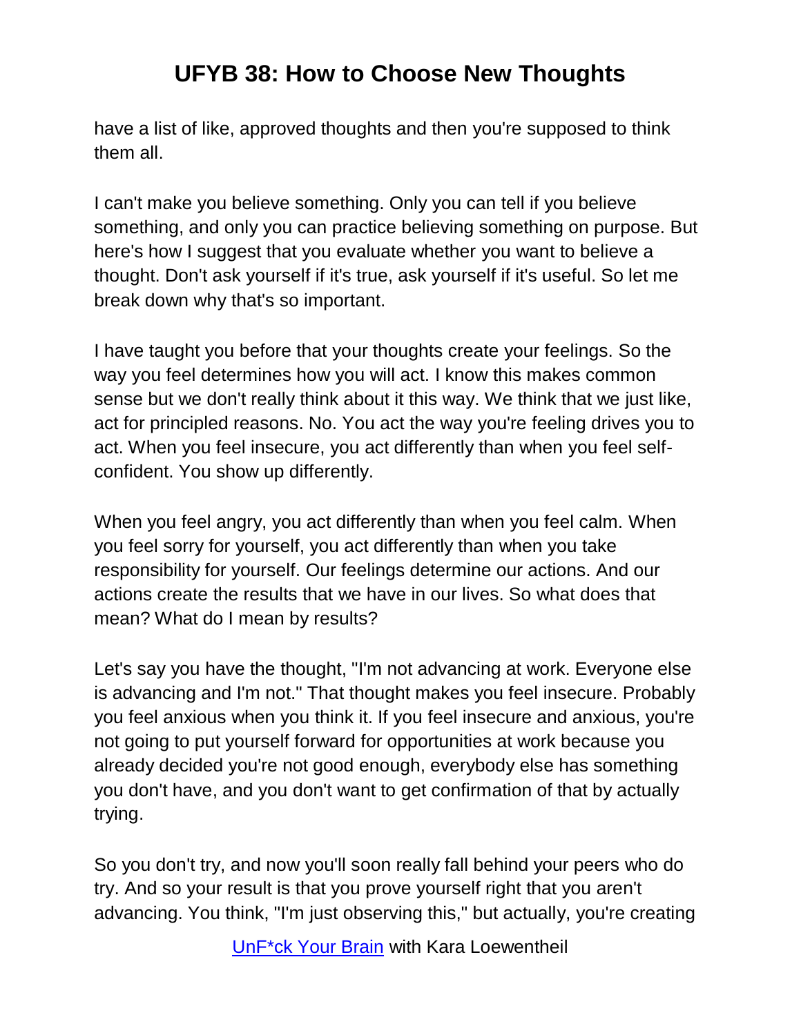have a list of like, approved thoughts and then you're supposed to think them all.

I can't make you believe something. Only you can tell if you believe something, and only you can practice believing something on purpose. But here's how I suggest that you evaluate whether you want to believe a thought. Don't ask yourself if it's true, ask yourself if it's useful. So let me break down why that's so important.

I have taught you before that your thoughts create your feelings. So the way you feel determines how you will act. I know this makes common sense but we don't really think about it this way. We think that we just like, act for principled reasons. No. You act the way you're feeling drives you to act. When you feel insecure, you act differently than when you feel self-confident. You show up differently.

When you feel angry, you act differently than when you feel calm. When you feel sorry for yourself, you act differently than when you take responsibility for yourself. Our feelings determine our actions. And our actions create the results that we have in our lives. So what does that mean? What do I mean by results?

Let's say you have the thought, "I'm not advancing at work. Everyone else is advancing and I'm not." That thought makes you feel insecure. Probably you feel anxious when you think it. If you feel insecure and anxious, you're not going to put yourself forward for opportunities at work because you already decided you're not good enough, everybody else has something you don't have, and you don't want to get confirmation of that by actually trying.

So you don't try, and now you'll soon really fall behind your peers who do try. And so your result is that you prove yourself right that you aren't advancing. You think, "I'm just observing this," but actually, you're creating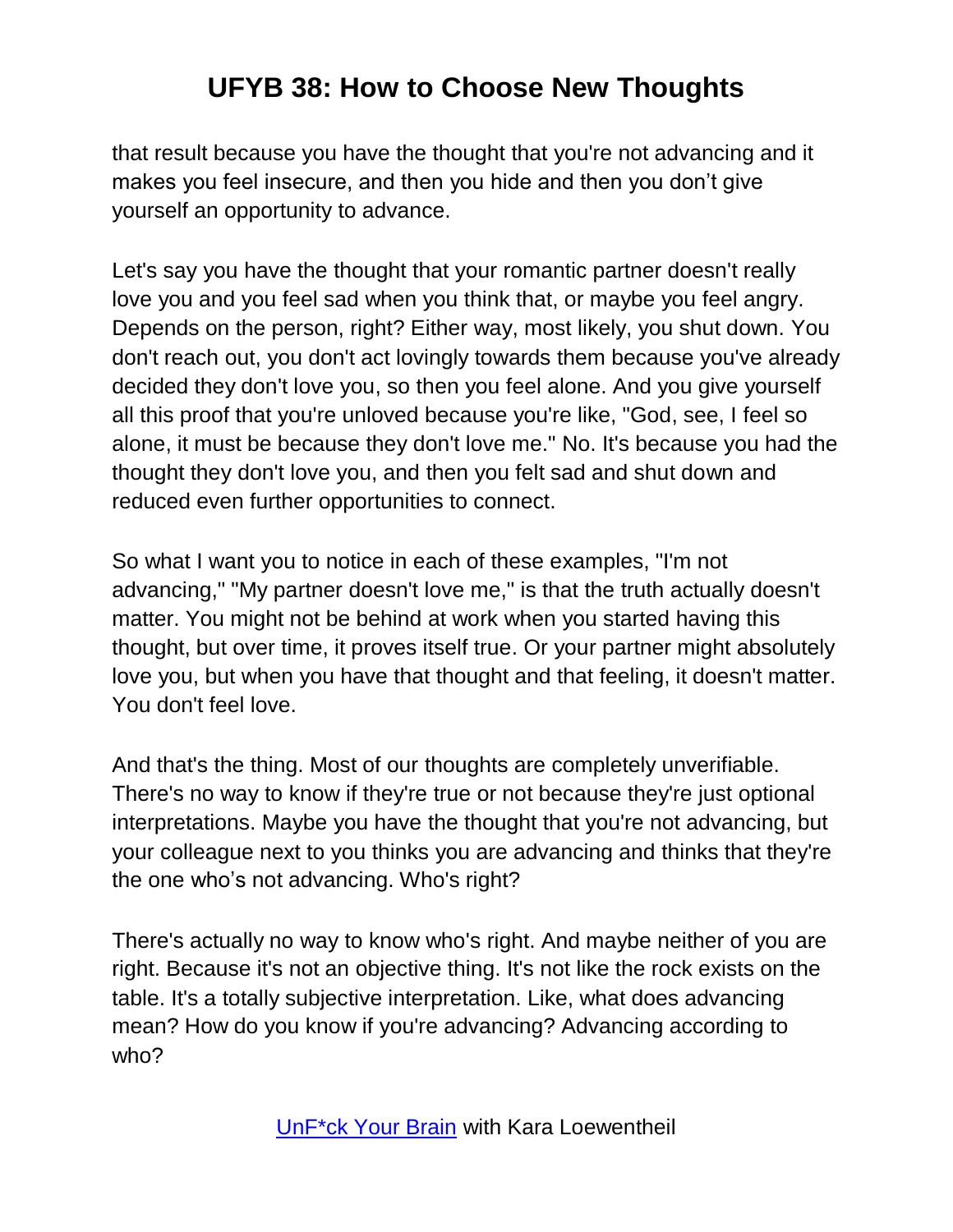that result because you have the thought that you're not advancing and it makes you feel insecure, and then you hide and then you don't give yourself an opportunity to advance.

Let's say you have the thought that your romantic partner doesn't really love you and you feel sad when you think that, or maybe you feel angry. Depends on the person, right? Either way, most likely, you shut down. You don't reach out, you don't act lovingly towards them because you've already decided they don't love you, so then you feel alone. And you give yourself all this proof that you're unloved because you're like, "God, see, I feel so alone, it must be because they don't love me." No. It's because you had the thought they don't love you, and then you felt sad and shut down and reduced even further opportunities to connect.

So what I want you to notice in each of these examples, "I'm not advancing," "My partner doesn't love me," is that the truth actually doesn't matter. You might not be behind at work when you started having this thought, but over time, it proves itself true. Or your partner might absolutely love you, but when you have that thought and that feeling, it doesn't matter. You don't feel love.

And that's the thing. Most of our thoughts are completely unverifiable. There's no way to know if they're true or not because they're just optional interpretations. Maybe you have the thought that you're not advancing, but your colleague next to you thinks you are advancing and thinks that they're the one who's not advancing. Who's right?

There's actually no way to know who's right. And maybe neither of you are right. Because it's not an objective thing. It's not like the rock exists on the table. It's a totally subjective interpretation. Like, what does advancing mean? How do you know if you're advancing? Advancing according to who?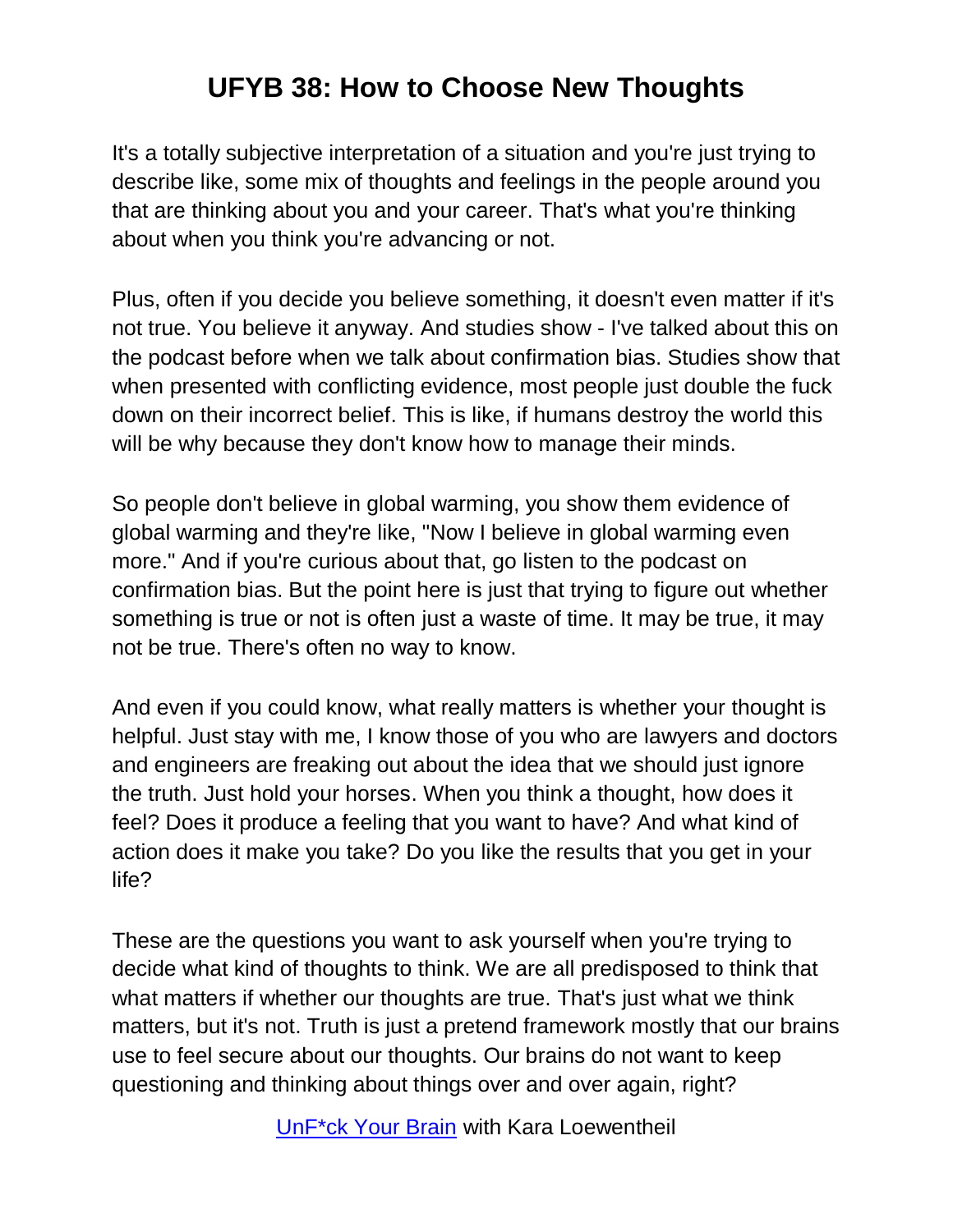# UFYB 38: How to Choose New Thoughts

It's a totally subjective interpretation of a situation and you're just trying to describe like, some mix of thoughts and feelings in the people around you that are thinking about you and your career. That's what you're thinking about when you think you're advancing or not.

Plus, often if you decide you believe something, it doesn't even matter if it's not true. You believe it anyway. And studies show - I've talked about this on the podcast before when we talk about confirmation bias. Studies show that when presented with conflicting evidence, most people just double the fuck down on their incorrect belief. This is like, if humans destroy the world this will be why because they don't know how to manage their minds.

So people don't believe in global warming, you show them evidence of global warming and they're like, "Now I believe in global warming even more." And if you're curious about that, go listen to the podcast on confirmation bias. But the point here is just that trying to figure out whether something is true or not is often just a waste of time. It may be true, it may not be true. There's often no way to know.

And even if you could know, what really matters is whether your thought is helpful. Just stay with me, I know those of you who are lawyers and doctors and engineers are freaking out about the idea that we should just ignore the truth. Just hold your horses. When you think a thought, how does it feel? Does it produce a feeling that you want to have? And what kind of action does it make you take? Do you like the results that you get in your life?

These are the questions you want to ask yourself when you're trying to decide what kind of thoughts to think. We are all predisposed to think that what matters if whether our thoughts are true. That's just what we think matters, but it's not. Truth is just a pretend framework mostly that our brains use to feel secure about our thoughts. Our brains do not want to keep questioning and thinking about things over and over again, right?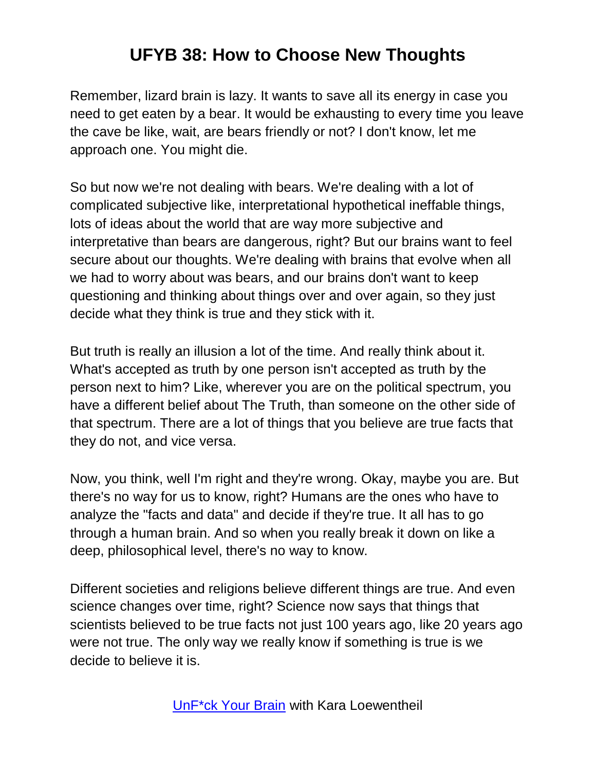Remember, lizard brain is lazy. It wants to save all its energy in case you need to get eaten by a bear. It would be exhausting to every time you leave the cave be like, wait, are bears friendly or not? I don't know, let me approach one. You might die.

So but now we're not dealing with bears. We're dealing with a lot of complicated subjective like, interpretational hypothetical ineffable things, lots of ideas about the world that are way more subjective and interpretative than bears are dangerous, right? But our brains want to feel secure about our thoughts. We're dealing with brains that evolve when all we had to worry about was bears, and our brains don't want to keep questioning and thinking about things over and over again, so they just decide what they think is true and they stick with it.

But truth is really an illusion a lot of the time. And really think about it. What's accepted as truth by one person isn't accepted as truth by the person next to him? Like, wherever you are on the political spectrum, you have a different belief about The Truth, than someone on the other side of that spectrum. There are a lot of things that you believe are true facts that they do not, and vice versa.

Now, you think, well I'm right and they're wrong. Okay, maybe you are. But there's no way for us to know, right? Humans are the ones who have to analyze the "facts and data" and decide if they're true. It all has to go through a human brain. And so when you really break it down on like a deep, philosophical level, there's no way to know.

Different societies and religions believe different things are true. And even science changes over time, right? Science now says that things that scientists believed to be true facts not just 100 years ago, like 20 years ago were not true. The only way we really know if something is true is we decide to believe it is.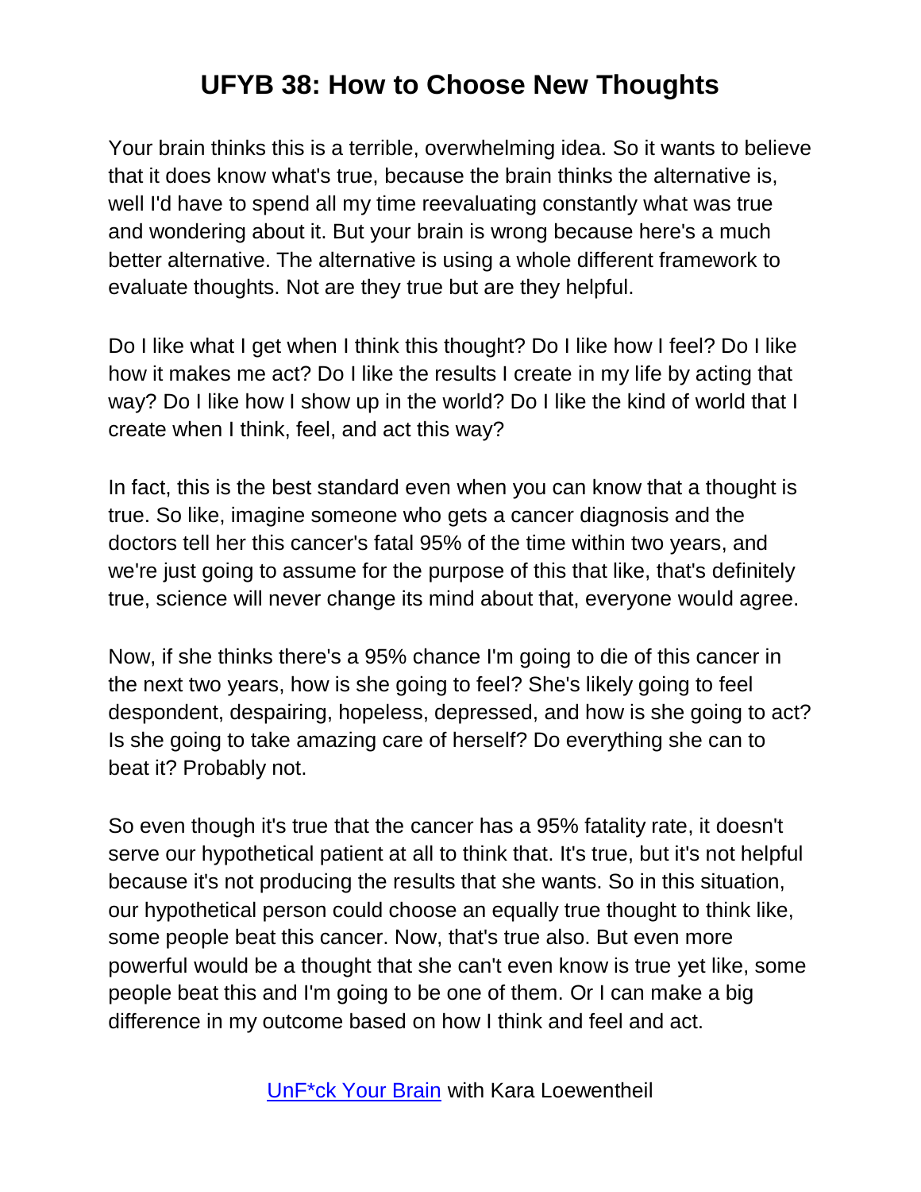Your brain thinks this is a terrible, overwhelming idea. So it wants to believe that it does know what's true, because the brain thinks the alternative is, well I'd have to spend all my time reevaluating constantly what was true and wondering about it. But your brain is wrong because here's a much better alternative. The alternative is using a whole different framework to evaluate thoughts. Not are they true but are they helpful.

Do I like what I get when I think this thought? Do I like how I feel? Do I like how it makes me act? Do I like the results I create in my life by acting that way? Do I like how I show up in the world? Do I like the kind of world that I create when I think, feel, and act this way?

In fact, this is the best standard even when you can know that a thought is true. So like, imagine someone who gets a cancer diagnosis and the doctors tell her this cancer's fatal 95% of the time within two years, and we're just going to assume for the purpose of this that like, that's definitely true, science will never change its mind about that, everyone would agree.

Now, if she thinks there's a 95% chance I'm going to die of this cancer in the next two years, how is she going to feel? She's likely going to feel despondent, despairing, hopeless, depressed, and how is she going to act? Is she going to take amazing care of herself? Do everything she can to beat it? Probably not.

So even though it's true that the cancer has a 95% fatality rate, it doesn't serve our hypothetical patient at all to think that. It's true, but it's not helpful because it's not producing the results that she wants. So in this situation, our hypothetical person could choose an equally true thought to think like, some people beat this cancer. Now, that's true also. But even more powerful would be a thought that she can't even know is true yet like, some people beat this and I'm going to be one of them. Or I can make a big difference in my outcome based on how I think and feel and act.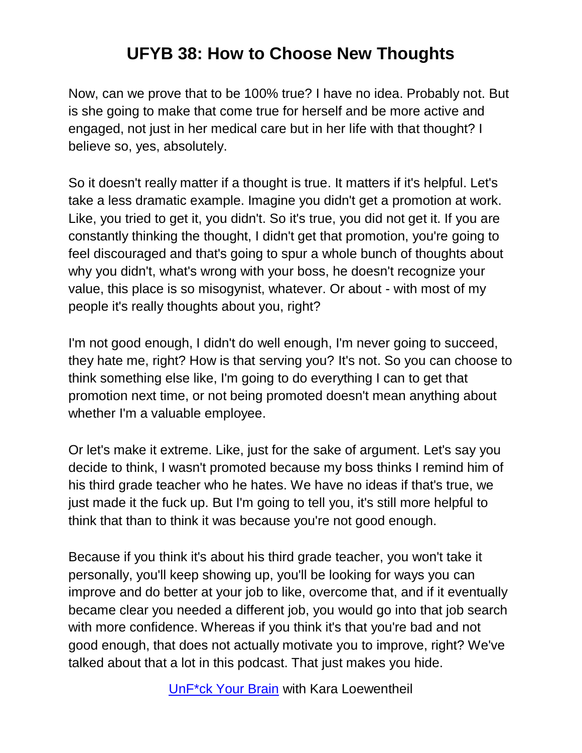Now, can we prove that to be 100% true? I have no idea. Probably not. But is she going to make that come true for herself and be more active and engaged, not just in her medical care but in her life with that thought? I believe so, yes, absolutely.

So it doesn't really matter if a thought is true. It matters if it's helpful. Let's take a less dramatic example. Imagine you didn't get a promotion at work. Like, you tried to get it, you didn't. So it's true, you did not get it. If you are constantly thinking the thought, I didn't get that promotion, you're going to feel discouraged and that's going to spur a whole bunch of thoughts about why you didn't, what's wrong with your boss, he doesn't recognize your value, this place is so misogynist, whatever. Or about - with most of my people it's really thoughts about you, right?

I'm not good enough, I didn't do well enough, I'm never going to succeed, they hate me, right? How is that serving you? It's not. So you can choose to think something else like, I'm going to do everything I can to get that promotion next time, or not being promoted doesn't mean anything about whether I'm a valuable employee.

Or let's make it extreme. Like, just for the sake of argument. Let's say you decide to think, I wasn't promoted because my boss thinks I remind him of his third grade teacher who he hates. We have no ideas if that's true, we just made it the fuck up. But I'm going to tell you, it's still more helpful to think that than to think it was because you're not good enough.

Because if you think it's about his third grade teacher, you won't take it personally, you'll keep showing up, you'll be looking for ways you can improve and do better at your job to like, overcome that, and if it eventually became clear you needed a different job, you would go into that job search with more confidence. Whereas if you think it's that you're bad and not good enough, that does not actually motivate you to improve, right? We've talked about that a lot in this podcast. That just makes you hide.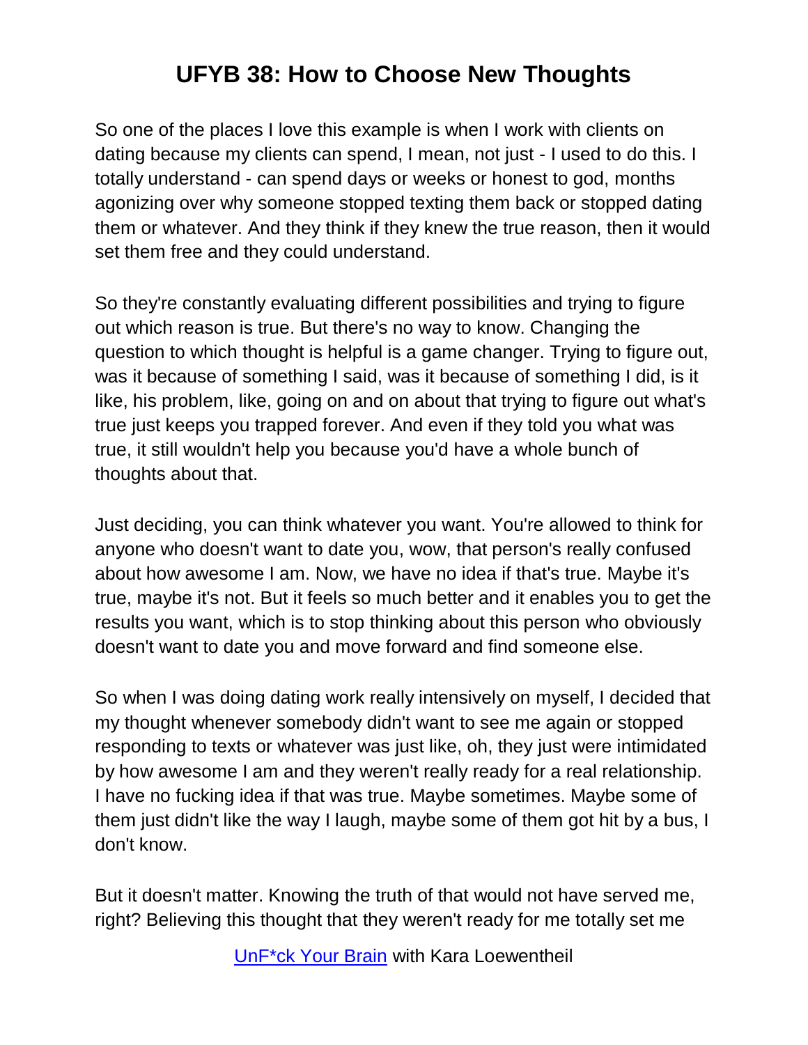So one of the places I love this example is when I work with clients on dating because my clients can spend, I mean, not just - I used to do this. I totally understand - can spend days or weeks or honest to god, months agonizing over why someone stopped texting them back or stopped dating them or whatever. And they think if they knew the true reason, then it would set them free and they could understand.

So they're constantly evaluating different possibilities and trying to figure out which reason is true. But there's no way to know. Changing the question to which thought is helpful is a game changer. Trying to figure out, was it because of something I said, was it because of something I did, is it like, his problem, like, going on and on about that trying to figure out what's true just keeps you trapped forever. And even if they told you what was true, it still wouldn't help you because you'd have a whole bunch of thoughts about that.

Just deciding, you can think whatever you want. You're allowed to think for anyone who doesn't want to date you, wow, that person's really confused about how awesome I am. Now, we have no idea if that's true. Maybe it's true, maybe it's not. But it feels so much better and it enables you to get the results you want, which is to stop thinking about this person who obviously doesn't want to date you and move forward and find someone else.

So when I was doing dating work really intensively on myself, I decided that my thought whenever somebody didn't want to see me again or stopped responding to texts or whatever was just like, oh, they just were intimidated by how awesome I am and they weren't really ready for a real relationship. I have no fucking idea if that was true. Maybe sometimes. Maybe some of them just didn't like the way I laugh, maybe some of them got hit by a bus, I don't know.

But it doesn't matter. Knowing the truth of that would not have served me, right? Believing this thought that they weren't ready for me totally set me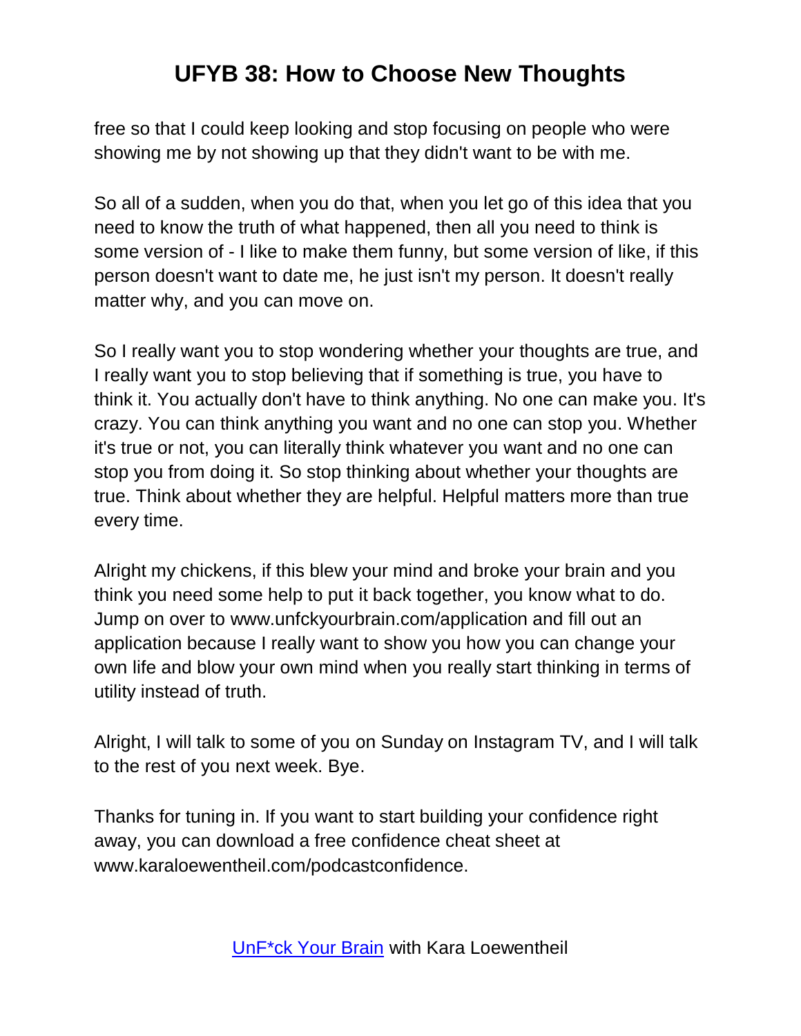free so that I could keep looking and stop focusing on people who were showing me by not showing up that they didn't want to be with me.

So all of a sudden, when you do that, when you let go of this idea that you need to know the truth of what happened, then all you need to think is some version of - I like to make them funny, but some version of like, if this person doesn't want to date me, he just isn't my person. It doesn't really matter why, and you can move on.

So I really want you to stop wondering whether your thoughts are true, and I really want you to stop believing that if something is true, you have to think it. You actually don't have to think anything. No one can make you. It's crazy. You can think anything you want and no one can stop you. Whether it's true or not, you can literally think whatever you want and no one can stop you from doing it. So stop thinking about whether your thoughts are true. Think about whether they are helpful. Helpful matters more than true every time.

Alright my chickens, if this blew your mind and broke your brain and you think you need some help to put it back together, you know what to do. Jump on over to www.unfckyourbrain.com/application and fill out an application because I really want to show you how you can change your own life and blow your own mind when you really start thinking in terms of utility instead of truth.

Alright, I will talk to some of you on Sunday on Instagram TV, and I will talk to the rest of you next week. Bye.

Thanks for tuning in. If you want to start building your confidence right away, you can download a free confidence cheat sheet at www.karaloewentheil.com/podcastconfidence.